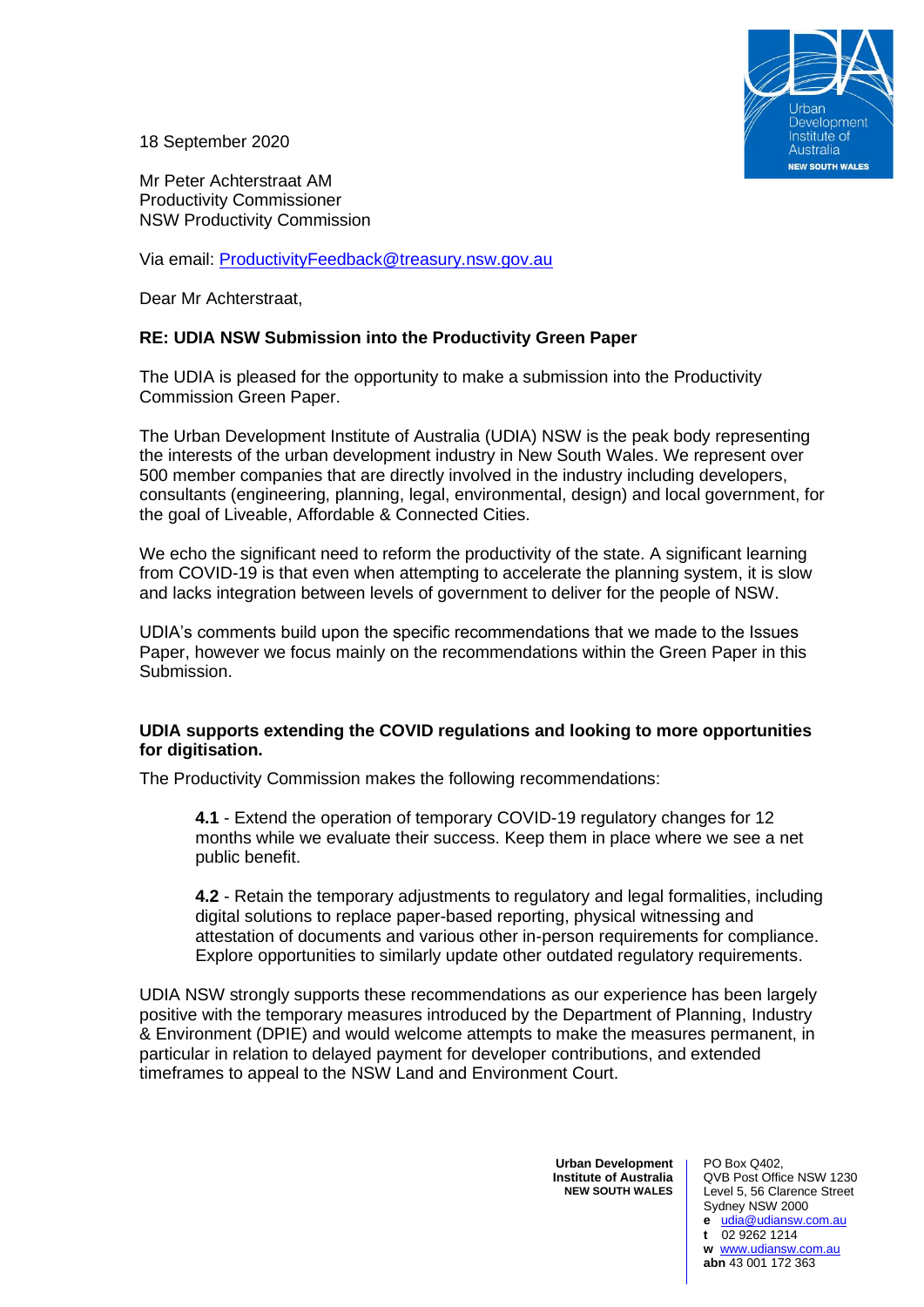18 September 2020

Mr Peter Achterstraat AM
Productivity Commissioner
NSW Productivity Commission

Via email: ProductivityFeedback@treasury.nsw.gov.au

Dear Mr Achterstraat,

**RE: UDIA NSW Submission into the Productivity Green Paper**

The UDIA is pleased for the opportunity to make a submission into the Productivity Commission Green Paper.

The Urban Development Institute of Australia (UDIA) NSW is the peak body representing the interests of the urban development industry in New South Wales. We represent over 500 member companies that are directly involved in the industry including developers, consultants (engineering, planning, legal, environmental, design) and local government, for the goal of Liveable, Affordable & Connected Cities.

We echo the significant need to reform the productivity of the state. A significant learning from COVID-19 is that even when attempting to accelerate the planning system, it is slow and lacks integration between levels of government to deliver for the people of NSW.

UDIA's comments build upon the specific recommendations that we made to the Issues Paper, however we focus mainly on the recommendations within the Green Paper in this Submission.

**UDIA supports extending the COVID regulations and looking to more opportunities for digitisation.**

The Productivity Commission makes the following recommendations:

> **4.1** - Extend the operation of temporary COVID-19 regulatory changes for 12 months while we evaluate their success. Keep them in place where we see a net public benefit.
>
> **4.2** - Retain the temporary adjustments to regulatory and legal formalities, including digital solutions to replace paper-based reporting, physical witnessing and attestation of documents and various other in-person requirements for compliance. Explore opportunities to similarly update other outdated regulatory requirements.

UDIA NSW strongly supports these recommendations as our experience has been largely positive with the temporary measures introduced by the Department of Planning, Industry & Environment (DPIE) and would welcome attempts to make the measures permanent, in particular in relation to delayed payment for developer contributions, and extended timeframes to appeal to the NSW Land and Environment Court.

**Urban Development Institute of Australia NEW SOUTH WALES**

PO Box Q402,
QVB Post Office NSW 1230
Level 5, 56 Clarence Street
Sydney NSW 2000
**e** udia@udiansw.com.au
**t** 02 9262 1214
**w** www.udiansw.com.au
**abn** 43 001 172 363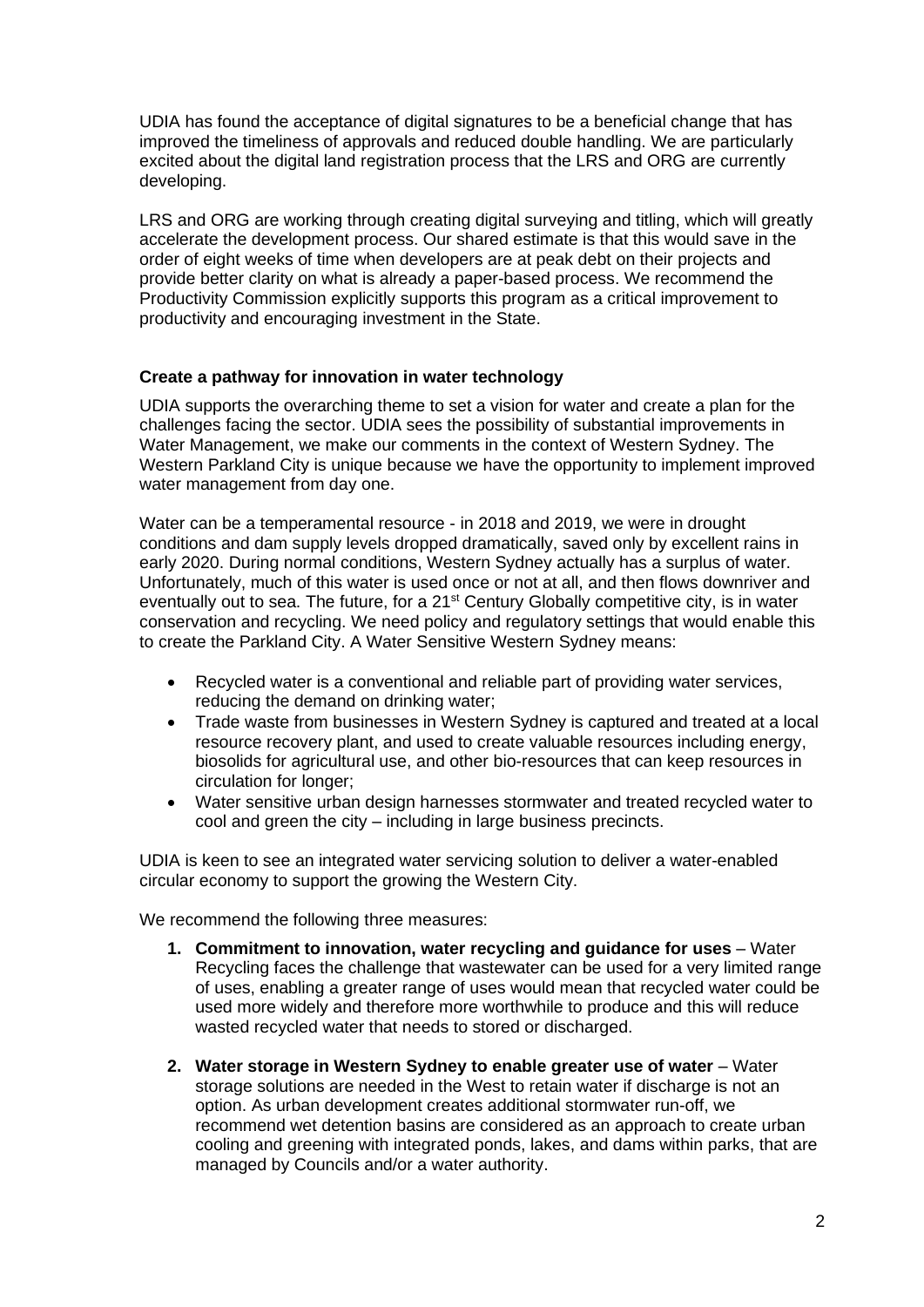UDIA has found the acceptance of digital signatures to be a beneficial change that has improved the timeliness of approvals and reduced double handling. We are particularly excited about the digital land registration process that the LRS and ORG are currently developing.

LRS and ORG are working through creating digital surveying and titling, which will greatly accelerate the development process. Our shared estimate is that this would save in the order of eight weeks of time when developers are at peak debt on their projects and provide better clarity on what is already a paper-based process. We recommend the Productivity Commission explicitly supports this program as a critical improvement to productivity and encouraging investment in the State.

**Create a pathway for innovation in water technology**

UDIA supports the overarching theme to set a vision for water and create a plan for the challenges facing the sector. UDIA sees the possibility of substantial improvements in Water Management, we make our comments in the context of Western Sydney. The Western Parkland City is unique because we have the opportunity to implement improved water management from day one.

Water can be a temperamental resource - in 2018 and 2019, we were in drought conditions and dam supply levels dropped dramatically, saved only by excellent rains in early 2020. During normal conditions, Western Sydney actually has a surplus of water. Unfortunately, much of this water is used once or not at all, and then flows downriver and eventually out to sea. The future, for a 21st Century Globally competitive city, is in water conservation and recycling. We need policy and regulatory settings that would enable this to create the Parkland City. A Water Sensitive Western Sydney means:

- Recycled water is a conventional and reliable part of providing water services, reducing the demand on drinking water;
- Trade waste from businesses in Western Sydney is captured and treated at a local resource recovery plant, and used to create valuable resources including energy, biosolids for agricultural use, and other bio-resources that can keep resources in circulation for longer;
- Water sensitive urban design harnesses stormwater and treated recycled water to cool and green the city – including in large business precincts.

UDIA is keen to see an integrated water servicing solution to deliver a water-enabled circular economy to support the growing the Western City.

We recommend the following three measures:

1. **Commitment to innovation, water recycling and guidance for uses** – Water Recycling faces the challenge that wastewater can be used for a very limited range of uses, enabling a greater range of uses would mean that recycled water could be used more widely and therefore more worthwhile to produce and this will reduce wasted recycled water that needs to stored or discharged.

2. **Water storage in Western Sydney to enable greater use of water** – Water storage solutions are needed in the West to retain water if discharge is not an option. As urban development creates additional stormwater run-off, we recommend wet detention basins are considered as an approach to create urban cooling and greening with integrated ponds, lakes, and dams within parks, that are managed by Councils and/or a water authority.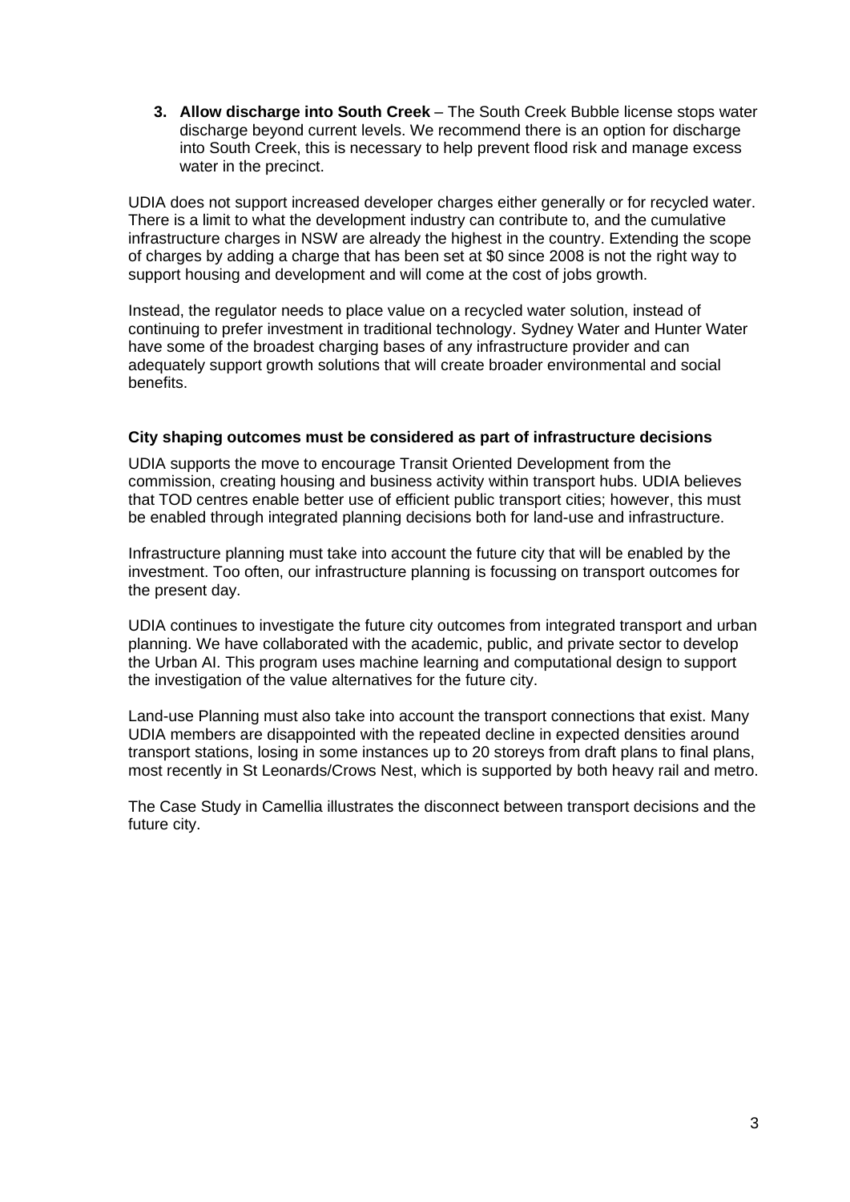3. **Allow discharge into South Creek** – The South Creek Bubble license stops water discharge beyond current levels. We recommend there is an option for discharge into South Creek, this is necessary to help prevent flood risk and manage excess water in the precinct.

UDIA does not support increased developer charges either generally or for recycled water. There is a limit to what the development industry can contribute to, and the cumulative infrastructure charges in NSW are already the highest in the country. Extending the scope of charges by adding a charge that has been set at $0 since 2008 is not the right way to support housing and development and will come at the cost of jobs growth.

Instead, the regulator needs to place value on a recycled water solution, instead of continuing to prefer investment in traditional technology. Sydney Water and Hunter Water have some of the broadest charging bases of any infrastructure provider and can adequately support growth solutions that will create broader environmental and social benefits.

**City shaping outcomes must be considered as part of infrastructure decisions**

UDIA supports the move to encourage Transit Oriented Development from the commission, creating housing and business activity within transport hubs. UDIA believes that TOD centres enable better use of efficient public transport cities; however, this must be enabled through integrated planning decisions both for land-use and infrastructure.

Infrastructure planning must take into account the future city that will be enabled by the investment. Too often, our infrastructure planning is focussing on transport outcomes for the present day.

UDIA continues to investigate the future city outcomes from integrated transport and urban planning. We have collaborated with the academic, public, and private sector to develop the Urban AI. This program uses machine learning and computational design to support the investigation of the value alternatives for the future city.

Land-use Planning must also take into account the transport connections that exist. Many UDIA members are disappointed with the repeated decline in expected densities around transport stations, losing in some instances up to 20 storeys from draft plans to final plans, most recently in St Leonards/Crows Nest, which is supported by both heavy rail and metro.

The Case Study in Camellia illustrates the disconnect between transport decisions and the future city.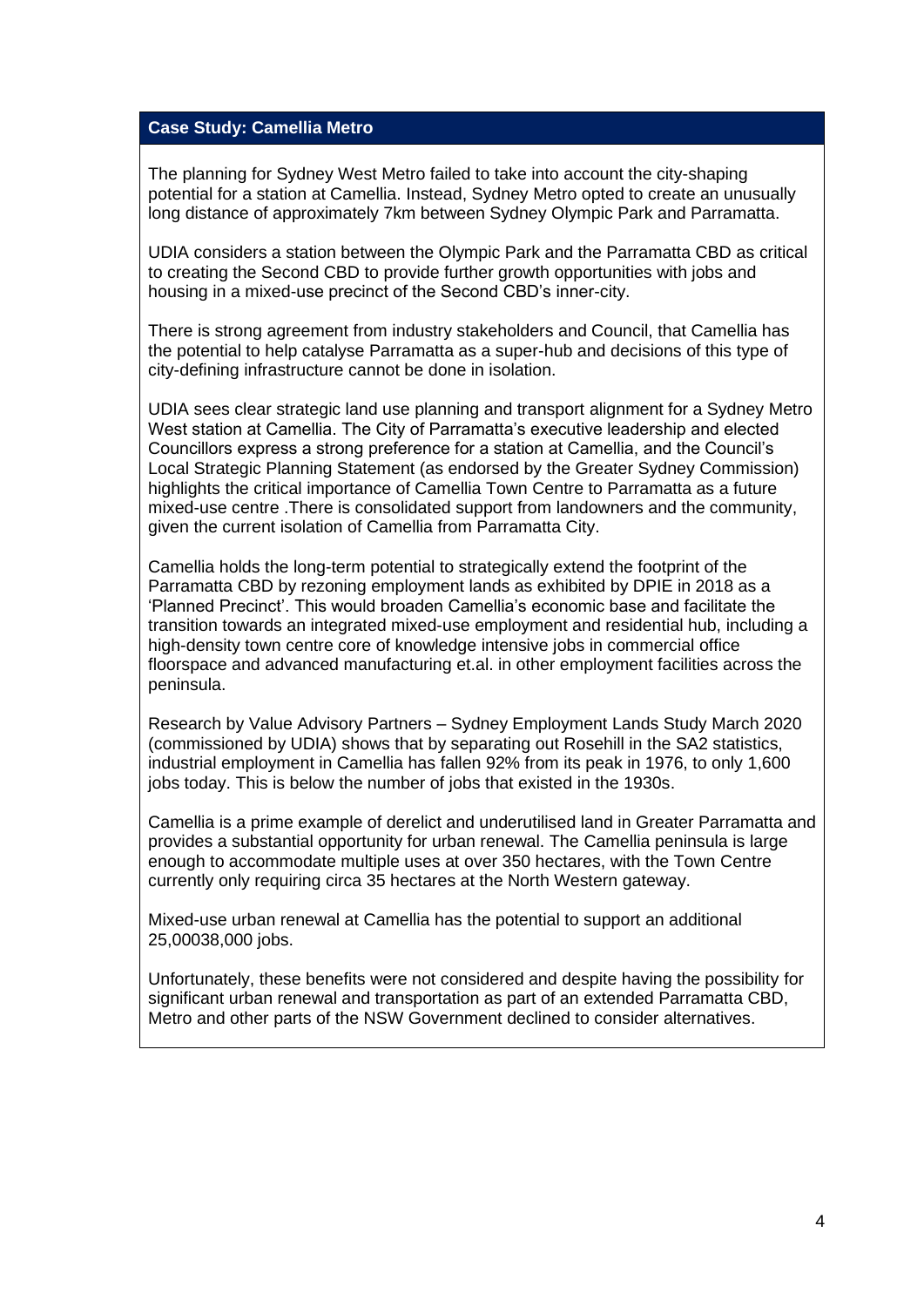## Case Study: Camellia Metro

The planning for Sydney West Metro failed to take into account the city-shaping potential for a station at Camellia. Instead, Sydney Metro opted to create an unusually long distance of approximately 7km between Sydney Olympic Park and Parramatta.

UDIA considers a station between the Olympic Park and the Parramatta CBD as critical to creating the Second CBD to provide further growth opportunities with jobs and housing in a mixed-use precinct of the Second CBD's inner-city.

There is strong agreement from industry stakeholders and Council, that Camellia has the potential to help catalyse Parramatta as a super-hub and decisions of this type of city-defining infrastructure cannot be done in isolation.

UDIA sees clear strategic land use planning and transport alignment for a Sydney Metro West station at Camellia. The City of Parramatta's executive leadership and elected Councillors express a strong preference for a station at Camellia, and the Council's Local Strategic Planning Statement (as endorsed by the Greater Sydney Commission) highlights the critical importance of Camellia Town Centre to Parramatta as a future mixed-use centre .There is consolidated support from landowners and the community, given the current isolation of Camellia from Parramatta City.

Camellia holds the long-term potential to strategically extend the footprint of the Parramatta CBD by rezoning employment lands as exhibited by DPIE in 2018 as a 'Planned Precinct'. This would broaden Camellia's economic base and facilitate the transition towards an integrated mixed-use employment and residential hub, including a high-density town centre core of knowledge intensive jobs in commercial office floorspace and advanced manufacturing et.al. in other employment facilities across the peninsula.

Research by Value Advisory Partners – Sydney Employment Lands Study March 2020 (commissioned by UDIA) shows that by separating out Rosehill in the SA2 statistics, industrial employment in Camellia has fallen 92% from its peak in 1976, to only 1,600 jobs today. This is below the number of jobs that existed in the 1930s.

Camellia is a prime example of derelict and underutilised land in Greater Parramatta and provides a substantial opportunity for urban renewal. The Camellia peninsula is large enough to accommodate multiple uses at over 350 hectares, with the Town Centre currently only requiring circa 35 hectares at the North Western gateway.

Mixed-use urban renewal at Camellia has the potential to support an additional 25,00038,000 jobs.

Unfortunately, these benefits were not considered and despite having the possibility for significant urban renewal and transportation as part of an extended Parramatta CBD, Metro and other parts of the NSW Government declined to consider alternatives.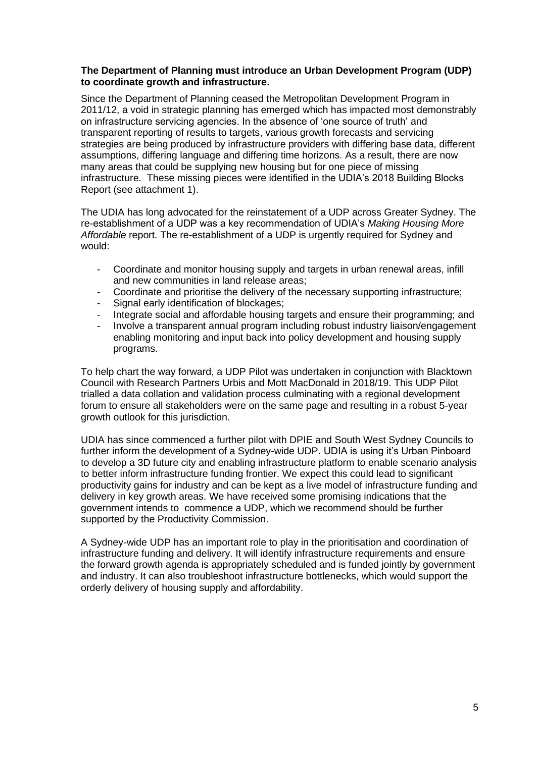**The Department of Planning must introduce an Urban Development Program (UDP) to coordinate growth and infrastructure.**

Since the Department of Planning ceased the Metropolitan Development Program in 2011/12, a void in strategic planning has emerged which has impacted most demonstrably on infrastructure servicing agencies. In the absence of 'one source of truth' and transparent reporting of results to targets, various growth forecasts and servicing strategies are being produced by infrastructure providers with differing base data, different assumptions, differing language and differing time horizons. As a result, there are now many areas that could be supplying new housing but for one piece of missing infrastructure. These missing pieces were identified in the UDIA's 2018 Building Blocks Report (see attachment 1).

The UDIA has long advocated for the reinstatement of a UDP across Greater Sydney. The re-establishment of a UDP was a key recommendation of UDIA's *Making Housing More Affordable* report. The re-establishment of a UDP is urgently required for Sydney and would:

- Coordinate and monitor housing supply and targets in urban renewal areas, infill and new communities in land release areas;
- Coordinate and prioritise the delivery of the necessary supporting infrastructure;
- Signal early identification of blockages;
- Integrate social and affordable housing targets and ensure their programming; and
- Involve a transparent annual program including robust industry liaison/engagement enabling monitoring and input back into policy development and housing supply programs.

To help chart the way forward, a UDP Pilot was undertaken in conjunction with Blacktown Council with Research Partners Urbis and Mott MacDonald in 2018/19. This UDP Pilot trialled a data collation and validation process culminating with a regional development forum to ensure all stakeholders were on the same page and resulting in a robust 5-year growth outlook for this jurisdiction.

UDIA has since commenced a further pilot with DPIE and South West Sydney Councils to further inform the development of a Sydney-wide UDP. UDIA is using it's Urban Pinboard to develop a 3D future city and enabling infrastructure platform to enable scenario analysis to better inform infrastructure funding frontier. We expect this could lead to significant productivity gains for industry and can be kept as a live model of infrastructure funding and delivery in key growth areas. We have received some promising indications that the government intends to commence a UDP, which we recommend should be further supported by the Productivity Commission.

A Sydney-wide UDP has an important role to play in the prioritisation and coordination of infrastructure funding and delivery. It will identify infrastructure requirements and ensure the forward growth agenda is appropriately scheduled and is funded jointly by government and industry. It can also troubleshoot infrastructure bottlenecks, which would support the orderly delivery of housing supply and affordability.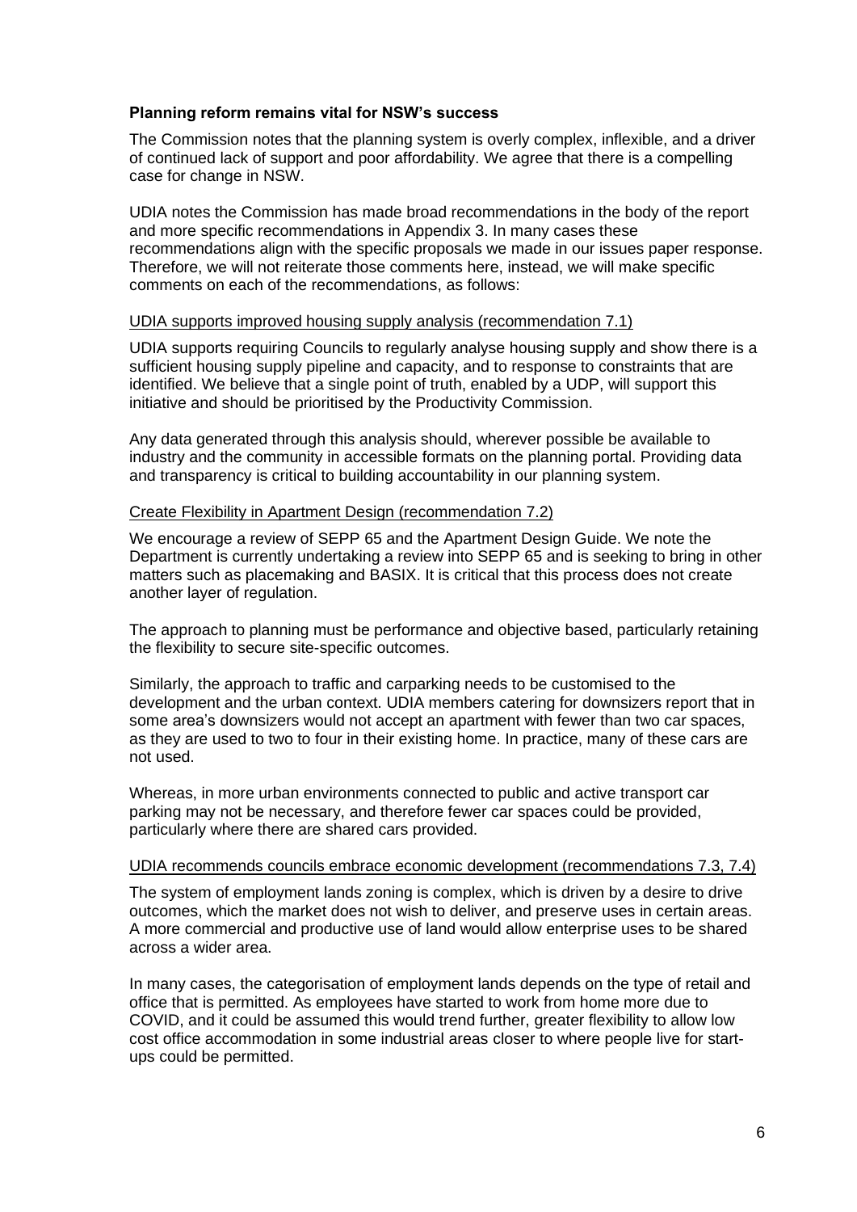## Planning reform remains vital for NSW's success

The Commission notes that the planning system is overly complex, inflexible, and a driver of continued lack of support and poor affordability. We agree that there is a compelling case for change in NSW.

UDIA notes the Commission has made broad recommendations in the body of the report and more specific recommendations in Appendix 3. In many cases these recommendations align with the specific proposals we made in our issues paper response. Therefore, we will not reiterate those comments here, instead, we will make specific comments on each of the recommendations, as follows:

### UDIA supports improved housing supply analysis (recommendation 7.1)

UDIA supports requiring Councils to regularly analyse housing supply and show there is a sufficient housing supply pipeline and capacity, and to response to constraints that are identified. We believe that a single point of truth, enabled by a UDP, will support this initiative and should be prioritised by the Productivity Commission.

Any data generated through this analysis should, wherever possible be available to industry and the community in accessible formats on the planning portal. Providing data and transparency is critical to building accountability in our planning system.

### Create Flexibility in Apartment Design (recommendation 7.2)

We encourage a review of SEPP 65 and the Apartment Design Guide. We note the Department is currently undertaking a review into SEPP 65 and is seeking to bring in other matters such as placemaking and BASIX. It is critical that this process does not create another layer of regulation.

The approach to planning must be performance and objective based, particularly retaining the flexibility to secure site-specific outcomes.

Similarly, the approach to traffic and carparking needs to be customised to the development and the urban context. UDIA members catering for downsizers report that in some area's downsizers would not accept an apartment with fewer than two car spaces, as they are used to two to four in their existing home. In practice, many of these cars are not used.

Whereas, in more urban environments connected to public and active transport car parking may not be necessary, and therefore fewer car spaces could be provided, particularly where there are shared cars provided.

### UDIA recommends councils embrace economic development (recommendations 7.3, 7.4)

The system of employment lands zoning is complex, which is driven by a desire to drive outcomes, which the market does not wish to deliver, and preserve uses in certain areas. A more commercial and productive use of land would allow enterprise uses to be shared across a wider area.

In many cases, the categorisation of employment lands depends on the type of retail and office that is permitted. As employees have started to work from home more due to COVID, and it could be assumed this would trend further, greater flexibility to allow low cost office accommodation in some industrial areas closer to where people live for start-ups could be permitted.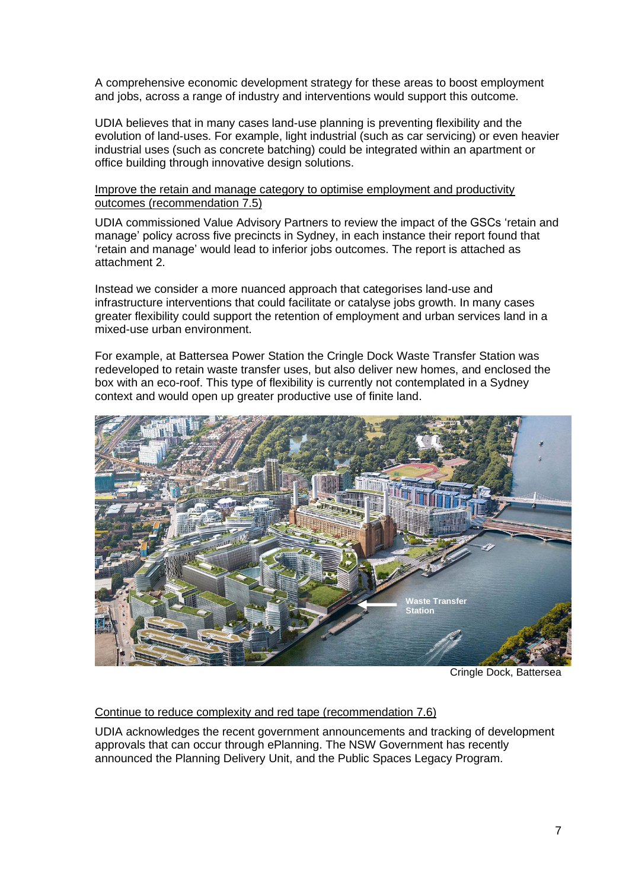A comprehensive economic development strategy for these areas to boost employment and jobs, across a range of industry and interventions would support this outcome.

UDIA believes that in many cases land-use planning is preventing flexibility and the evolution of land-uses. For example, light industrial (such as car servicing) or even heavier industrial uses (such as concrete batching) could be integrated within an apartment or office building through innovative design solutions.

<u>Improve the retain and manage category to optimise employment and productivity outcomes (recommendation 7.5)</u>

UDIA commissioned Value Advisory Partners to review the impact of the GSCs 'retain and manage' policy across five precincts in Sydney, in each instance their report found that 'retain and manage' would lead to inferior jobs outcomes. The report is attached as attachment 2.

Instead we consider a more nuanced approach that categorises land-use and infrastructure interventions that could facilitate or catalyse jobs growth. In many cases greater flexibility could support the retention of employment and urban services land in a mixed-use urban environment.

For example, at Battersea Power Station the Cringle Dock Waste Transfer Station was redeveloped to retain waste transfer uses, but also deliver new homes, and enclosed the box with an eco-roof. This type of flexibility is currently not contemplated in a Sydney context and would open up greater productive use of finite land.

Cringle Dock, Battersea

<u>Continue to reduce complexity and red tape (recommendation 7.6)</u>

UDIA acknowledges the recent government announcements and tracking of development approvals that can occur through ePlanning. The NSW Government has recently announced the Planning Delivery Unit, and the Public Spaces Legacy Program.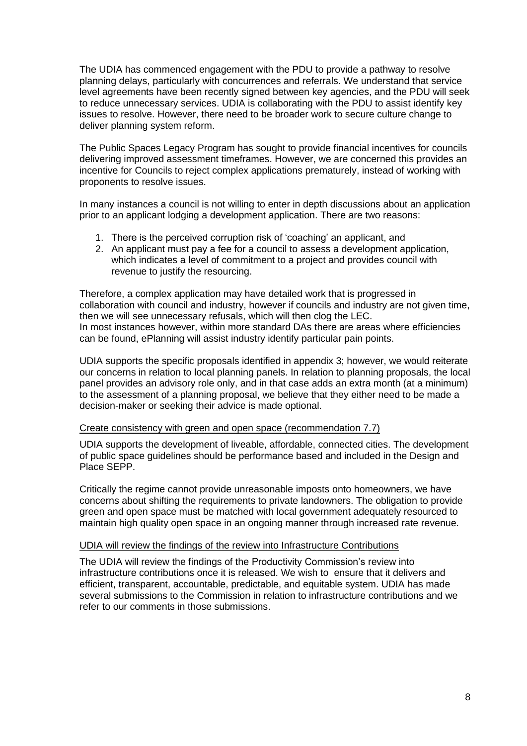The UDIA has commenced engagement with the PDU to provide a pathway to resolve planning delays, particularly with concurrences and referrals. We understand that service level agreements have been recently signed between key agencies, and the PDU will seek to reduce unnecessary services. UDIA is collaborating with the PDU to assist identify key issues to resolve. However, there need to be broader work to secure culture change to deliver planning system reform.

The Public Spaces Legacy Program has sought to provide financial incentives for councils delivering improved assessment timeframes. However, we are concerned this provides an incentive for Councils to reject complex applications prematurely, instead of working with proponents to resolve issues.

In many instances a council is not willing to enter in depth discussions about an application prior to an applicant lodging a development application. There are two reasons:

1. There is the perceived corruption risk of 'coaching' an applicant, and
2. An applicant must pay a fee for a council to assess a development application, which indicates a level of commitment to a project and provides council with revenue to justify the resourcing.

Therefore, a complex application may have detailed work that is progressed in collaboration with council and industry, however if councils and industry are not given time, then we will see unnecessary refusals, which will then clog the LEC.
In most instances however, within more standard DAs there are areas where efficiencies can be found, ePlanning will assist industry identify particular pain points.

UDIA supports the specific proposals identified in appendix 3; however, we would reiterate our concerns in relation to local planning panels. In relation to planning proposals, the local panel provides an advisory role only, and in that case adds an extra month (at a minimum) to the assessment of a planning proposal, we believe that they either need to be made a decision-maker or seeking their advice is made optional.

<u>Create consistency with green and open space (recommendation 7.7)</u>

UDIA supports the development of liveable, affordable, connected cities. The development of public space guidelines should be performance based and included in the Design and Place SEPP.

Critically the regime cannot provide unreasonable imposts onto homeowners, we have concerns about shifting the requirements to private landowners. The obligation to provide green and open space must be matched with local government adequately resourced to maintain high quality open space in an ongoing manner through increased rate revenue.

<u>UDIA will review the findings of the review into Infrastructure Contributions</u>

The UDIA will review the findings of the Productivity Commission's review into infrastructure contributions once it is released. We wish to ensure that it delivers and efficient, transparent, accountable, predictable, and equitable system. UDIA has made several submissions to the Commission in relation to infrastructure contributions and we refer to our comments in those submissions.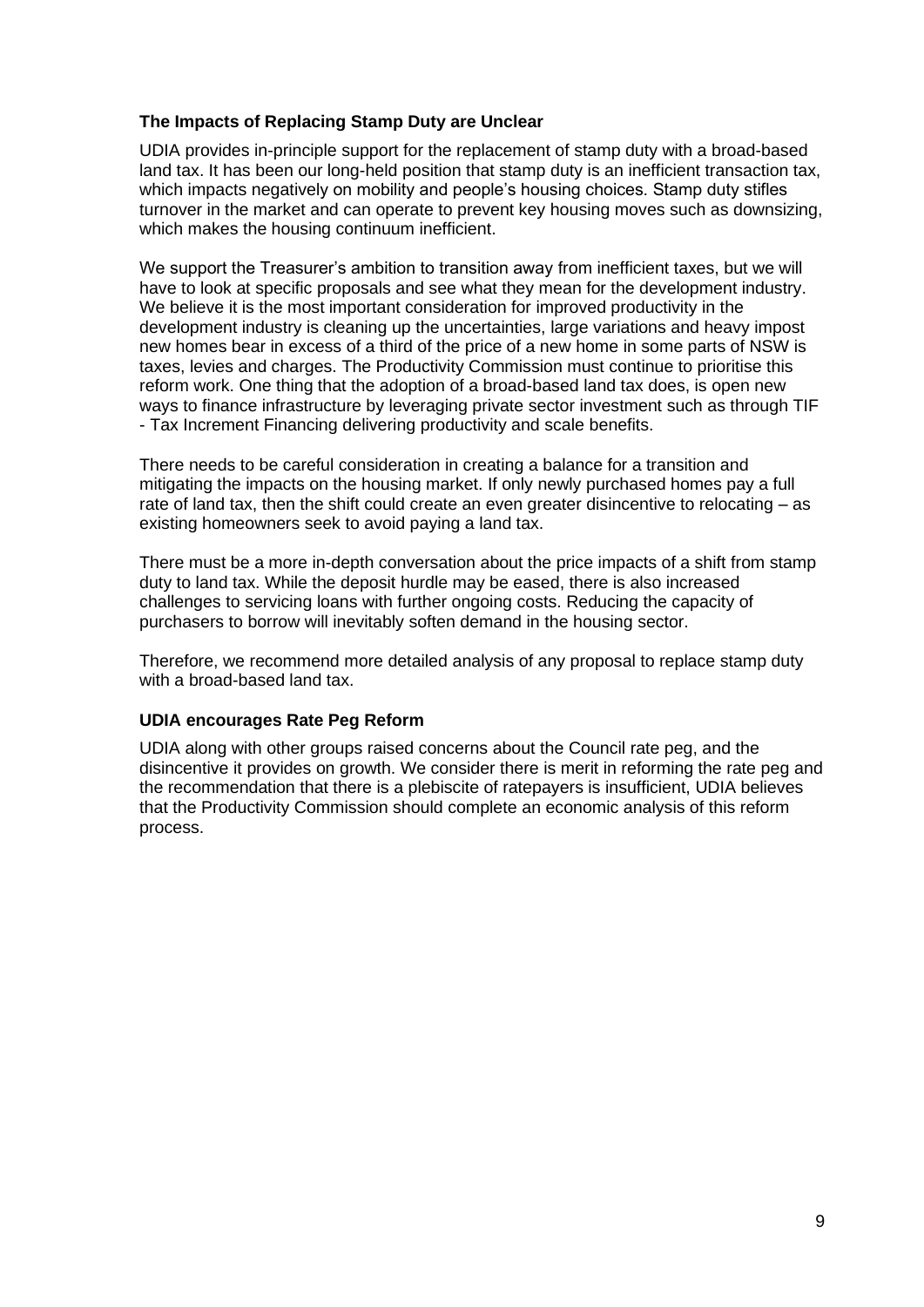**The Impacts of Replacing Stamp Duty are Unclear**

UDIA provides in-principle support for the replacement of stamp duty with a broad-based land tax. It has been our long-held position that stamp duty is an inefficient transaction tax, which impacts negatively on mobility and people's housing choices. Stamp duty stifles turnover in the market and can operate to prevent key housing moves such as downsizing, which makes the housing continuum inefficient.

We support the Treasurer's ambition to transition away from inefficient taxes, but we will have to look at specific proposals and see what they mean for the development industry. We believe it is the most important consideration for improved productivity in the development industry is cleaning up the uncertainties, large variations and heavy impost new homes bear in excess of a third of the price of a new home in some parts of NSW is taxes, levies and charges. The Productivity Commission must continue to prioritise this reform work. One thing that the adoption of a broad-based land tax does, is open new ways to finance infrastructure by leveraging private sector investment such as through TIF - Tax Increment Financing delivering productivity and scale benefits.

There needs to be careful consideration in creating a balance for a transition and mitigating the impacts on the housing market. If only newly purchased homes pay a full rate of land tax, then the shift could create an even greater disincentive to relocating – as existing homeowners seek to avoid paying a land tax.

There must be a more in-depth conversation about the price impacts of a shift from stamp duty to land tax. While the deposit hurdle may be eased, there is also increased challenges to servicing loans with further ongoing costs. Reducing the capacity of purchasers to borrow will inevitably soften demand in the housing sector.

Therefore, we recommend more detailed analysis of any proposal to replace stamp duty with a broad-based land tax.

**UDIA encourages Rate Peg Reform**

UDIA along with other groups raised concerns about the Council rate peg, and the disincentive it provides on growth. We consider there is merit in reforming the rate peg and the recommendation that there is a plebiscite of ratepayers is insufficient, UDIA believes that the Productivity Commission should complete an economic analysis of this reform process.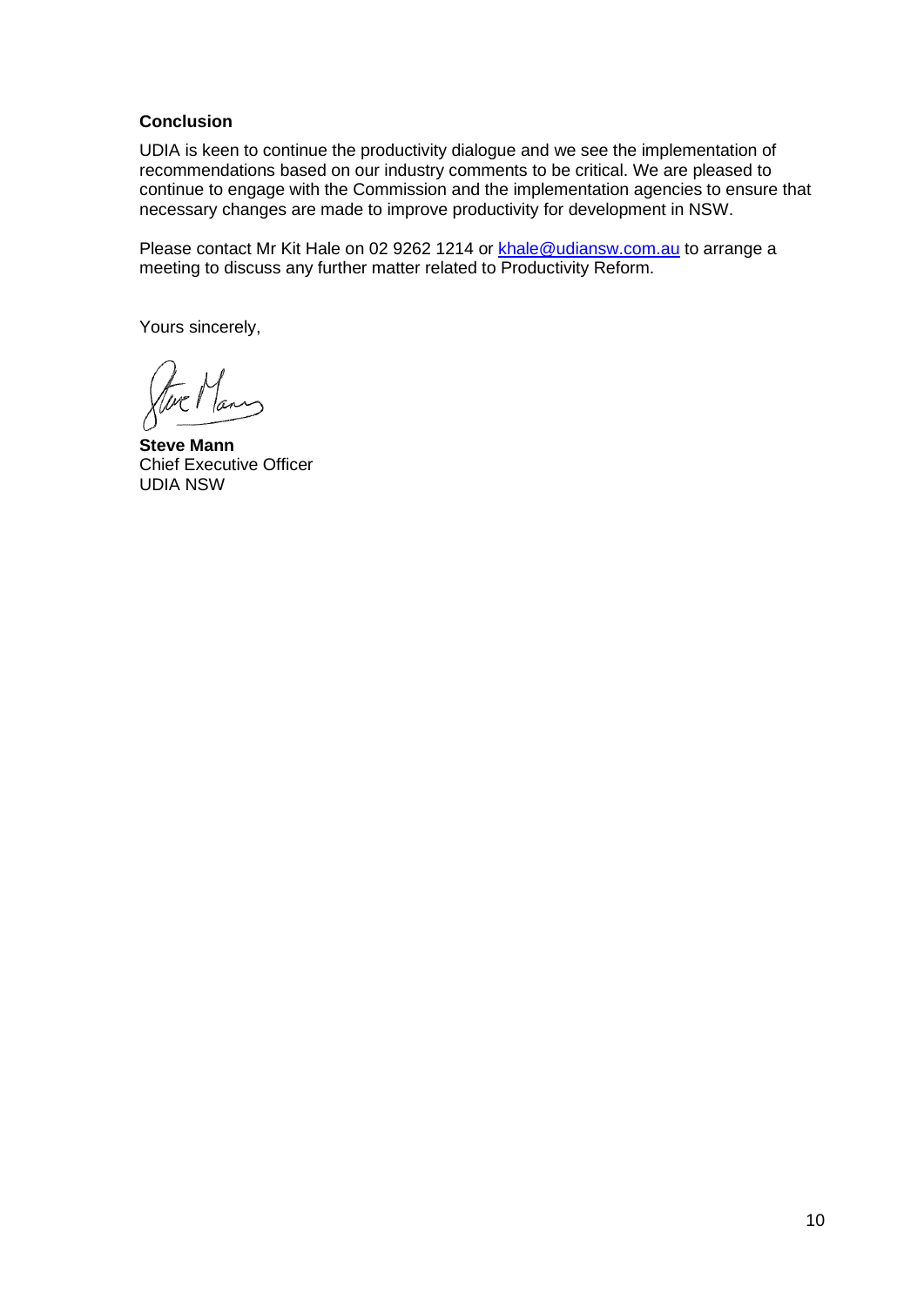### Conclusion

UDIA is keen to continue the productivity dialogue and we see the implementation of recommendations based on our industry comments to be critical. We are pleased to continue to engage with the Commission and the implementation agencies to ensure that necessary changes are made to improve productivity for development in NSW.

Please contact Mr Kit Hale on 02 9262 1214 or [khale@udiansw.com.au](mailto:khale@udiansw.com.au) to arrange a meeting to discuss any further matter related to Productivity Reform.

Yours sincerely,

**Steve Mann**
Chief Executive Officer
UDIA NSW